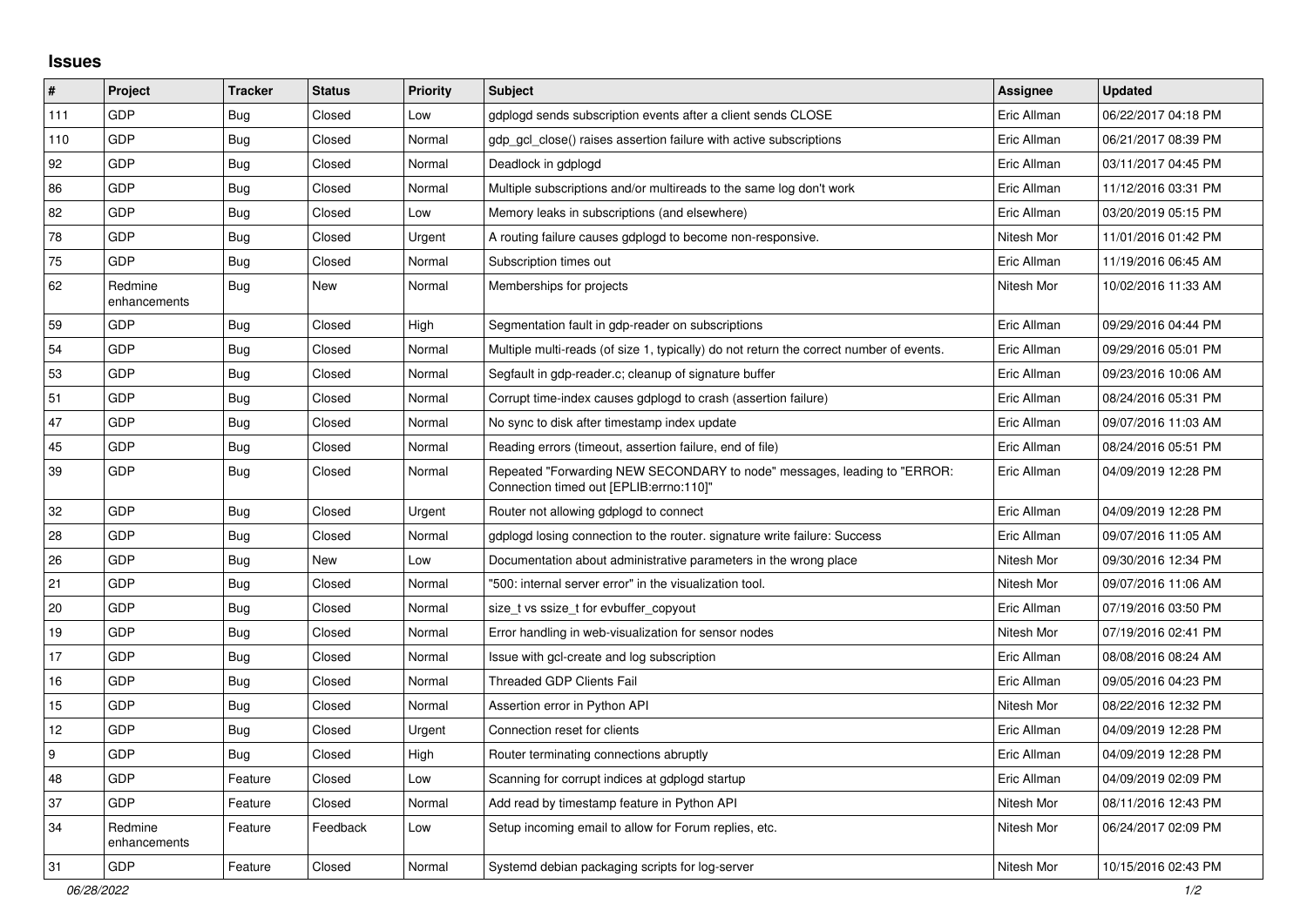## Issues

| # | Project | Tracker | Status | Priority | Subject | Assignee | Updated |
|---|---|---|---|---|---|---|---|
| 111 | GDP | Bug | Closed | Low | gdplogd sends subscription events after a client sends CLOSE | Eric Allman | 06/22/2017 04:18 PM |
| 110 | GDP | Bug | Closed | Normal | gdp_gcl_close() raises assertion failure with active subscriptions | Eric Allman | 06/21/2017 08:39 PM |
| 92 | GDP | Bug | Closed | Normal | Deadlock in gdplogd | Eric Allman | 03/11/2017 04:45 PM |
| 86 | GDP | Bug | Closed | Normal | Multiple subscriptions and/or multireads to the same log don't work | Eric Allman | 11/12/2016 03:31 PM |
| 82 | GDP | Bug | Closed | Low | Memory leaks in subscriptions (and elsewhere) | Eric Allman | 03/20/2019 05:15 PM |
| 78 | GDP | Bug | Closed | Urgent | A routing failure causes gdplogd to become non-responsive. | Nitesh Mor | 11/01/2016 01:42 PM |
| 75 | GDP | Bug | Closed | Normal | Subscription times out | Eric Allman | 11/19/2016 06:45 AM |
| 62 | Redmine enhancements | Bug | New | Normal | Memberships for projects | Nitesh Mor | 10/02/2016 11:33 AM |
| 59 | GDP | Bug | Closed | High | Segmentation fault in gdp-reader on subscriptions | Eric Allman | 09/29/2016 04:44 PM |
| 54 | GDP | Bug | Closed | Normal | Multiple multi-reads (of size 1, typically) do not return the correct number of events. | Eric Allman | 09/29/2016 05:01 PM |
| 53 | GDP | Bug | Closed | Normal | Segfault in gdp-reader.c; cleanup of signature buffer | Eric Allman | 09/23/2016 10:06 AM |
| 51 | GDP | Bug | Closed | Normal | Corrupt time-index causes gdplogd to crash (assertion failure) | Eric Allman | 08/24/2016 05:31 PM |
| 47 | GDP | Bug | Closed | Normal | No sync to disk after timestamp index update | Eric Allman | 09/07/2016 11:03 AM |
| 45 | GDP | Bug | Closed | Normal | Reading errors (timeout, assertion failure, end of file) | Eric Allman | 08/24/2016 05:51 PM |
| 39 | GDP | Bug | Closed | Normal | Repeated "Forwarding NEW SECONDARY to node" messages, leading to "ERROR: Connection timed out [EPLIB:errno:110]" | Eric Allman | 04/09/2019 12:28 PM |
| 32 | GDP | Bug | Closed | Urgent | Router not allowing gdplogd to connect | Eric Allman | 04/09/2019 12:28 PM |
| 28 | GDP | Bug | Closed | Normal | gdplogd losing connection to the router. signature write failure: Success | Eric Allman | 09/07/2016 11:05 AM |
| 26 | GDP | Bug | New | Low | Documentation about administrative parameters in the wrong place | Nitesh Mor | 09/30/2016 12:34 PM |
| 21 | GDP | Bug | Closed | Normal | "500: internal server error" in the visualization tool. | Nitesh Mor | 09/07/2016 11:06 AM |
| 20 | GDP | Bug | Closed | Normal | size_t vs ssize_t for evbuffer_copyout | Eric Allman | 07/19/2016 03:50 PM |
| 19 | GDP | Bug | Closed | Normal | Error handling in web-visualization for sensor nodes | Nitesh Mor | 07/19/2016 02:41 PM |
| 17 | GDP | Bug | Closed | Normal | Issue with gcl-create and log subscription | Eric Allman | 08/08/2016 08:24 AM |
| 16 | GDP | Bug | Closed | Normal | Threaded GDP Clients Fail | Eric Allman | 09/05/2016 04:23 PM |
| 15 | GDP | Bug | Closed | Normal | Assertion error in Python API | Nitesh Mor | 08/22/2016 12:32 PM |
| 12 | GDP | Bug | Closed | Urgent | Connection reset for clients | Eric Allman | 04/09/2019 12:28 PM |
| 9 | GDP | Bug | Closed | High | Router terminating connections abruptly | Eric Allman | 04/09/2019 12:28 PM |
| 48 | GDP | Feature | Closed | Low | Scanning for corrupt indices at gdplogd startup | Eric Allman | 04/09/2019 02:09 PM |
| 37 | GDP | Feature | Closed | Normal | Add read by timestamp feature in Python API | Nitesh Mor | 08/11/2016 12:43 PM |
| 34 | Redmine enhancements | Feature | Feedback | Low | Setup incoming email to allow for Forum replies, etc. | Nitesh Mor | 06/24/2017 02:09 PM |
| 31 | GDP | Feature | Closed | Normal | Systemd debian packaging scripts for log-server | Nitesh Mor | 10/15/2016 02:43 PM |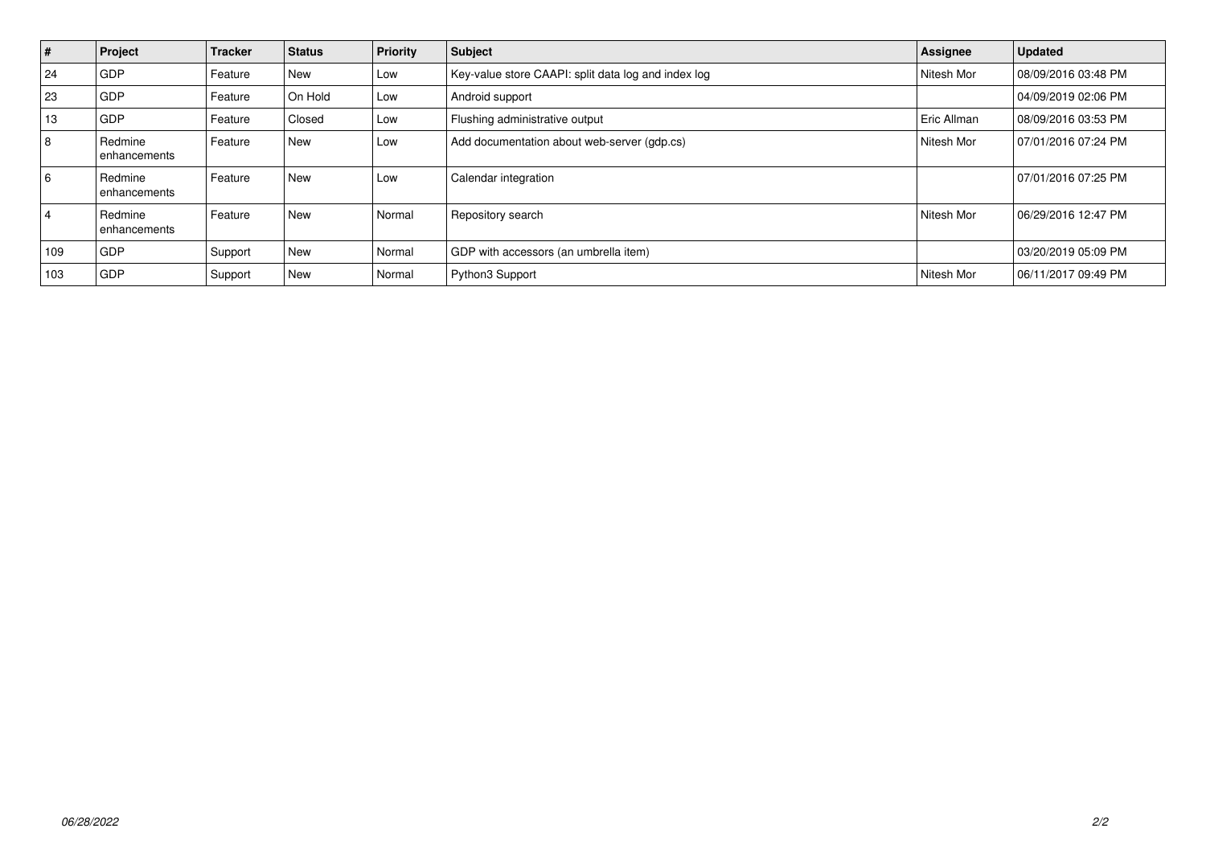| # | Project | Tracker | Status | Priority | Subject | Assignee | Updated |
|---|---|---|---|---|---|---|---|
| 24 | GDP | Feature | New | Low | Key-value store CAAPI: split data log and index log | Nitesh Mor | 08/09/2016 03:48 PM |
| 23 | GDP | Feature | On Hold | Low | Android support | | 04/09/2019 02:06 PM |
| 13 | GDP | Feature | Closed | Low | Flushing administrative output | Eric Allman | 08/09/2016 03:53 PM |
| 8 | Redmine enhancements | Feature | New | Low | Add documentation about web-server (gdp.cs) | Nitesh Mor | 07/01/2016 07:24 PM |
| 6 | Redmine enhancements | Feature | New | Low | Calendar integration | | 07/01/2016 07:25 PM |
| 4 | Redmine enhancements | Feature | New | Normal | Repository search | Nitesh Mor | 06/29/2016 12:47 PM |
| 109 | GDP | Support | New | Normal | GDP with accessors (an umbrella item) | | 03/20/2019 05:09 PM |
| 103 | GDP | Support | New | Normal | Python3 Support | Nitesh Mor | 06/11/2017 09:49 PM |